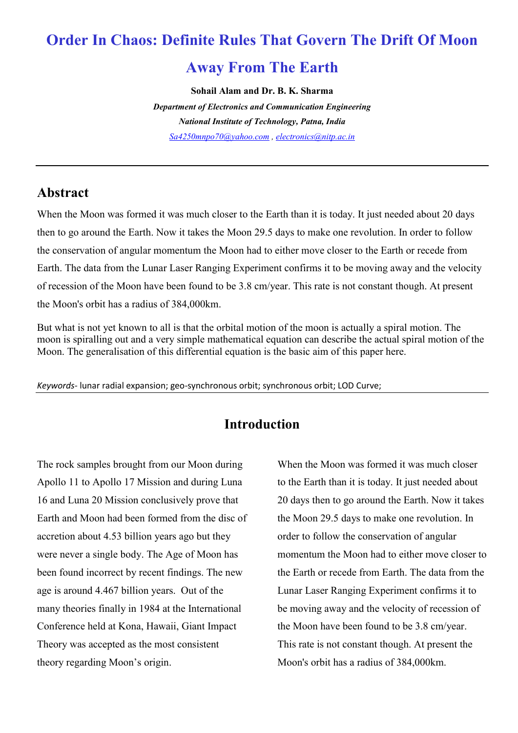# Order In Chaos: Definite Rules That Govern The Drift Of Moon Away From The Earth

**Sohail Alam and Dr. B. K. Sharma**

*Department of Electronics and Communication Engineering*

*National Institute of Technology, Patna, India*

Sa4250mnpo70@yahoo.com , electronics@nitp.ac.in

---

## Abstract

When the Moon was formed it was much closer to the Earth than it is today. It just needed about 20 days then to go around the Earth. Now it takes the Moon 29.5 days to make one revolution. In order to follow the conservation of angular momentum the Moon had to either move closer to the Earth or recede from Earth. The data from the Lunar Laser Ranging Experiment confirms it to be moving away and the velocity of recession of the Moon have been found to be 3.8 cm/year. This rate is not constant though. At present the Moon's orbit has a radius of 384,000km.

But what is not yet known to all is that the orbital motion of the moon is actually a spiral motion. The moon is spiralling out and a very simple mathematical equation can describe the actual spiral motion of the Moon. The generalisation of this differential equation is the basic aim of this paper here.

*Keywords*- lunar radial expansion; geo-synchronous orbit; synchronous orbit; LOD Curve;

---

## Introduction

The rock samples brought from our Moon during Apollo 11 to Apollo 17 Mission and during Luna 16 and Luna 20 Mission conclusively prove that Earth and Moon had been formed from the disc of accretion about 4.53 billion years ago but they were never a single body. The Age of Moon has been found incorrect by recent findings. The new age is around 4.467 billion years. Out of the many theories finally in 1984 at the International Conference held at Kona, Hawaii, Giant Impact Theory was accepted as the most consistent theory regarding Moon's origin.

When the Moon was formed it was much closer to the Earth than it is today. It just needed about 20 days then to go around the Earth. Now it takes the Moon 29.5 days to make one revolution. In order to follow the conservation of angular momentum the Moon had to either move closer to the Earth or recede from Earth. The data from the Lunar Laser Ranging Experiment confirms it to be moving away and the velocity of recession of the Moon have been found to be 3.8 cm/year. This rate is not constant though. At present the Moon's orbit has a radius of 384,000km.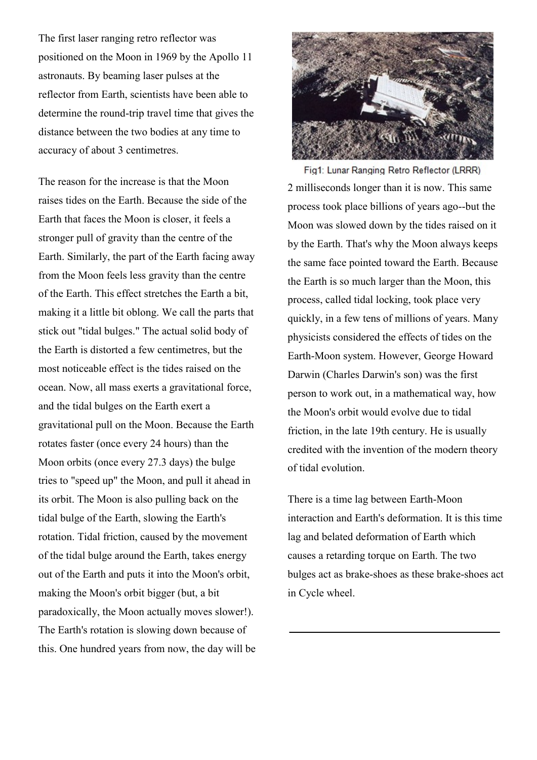The first laser ranging retro reflector was positioned on the Moon in 1969 by the Apollo 11 astronauts. By beaming laser pulses at the reflector from Earth, scientists have been able to determine the round-trip travel time that gives the distance between the two bodies at any time to accuracy of about 3 centimetres.

The reason for the increase is that the Moon raises tides on the Earth. Because the side of the Earth that faces the Moon is closer, it feels a stronger pull of gravity than the centre of the Earth. Similarly, the part of the Earth facing away from the Moon feels less gravity than the centre of the Earth. This effect stretches the Earth a bit, making it a little bit oblong. We call the parts that stick out "tidal bulges." The actual solid body of the Earth is distorted a few centimetres, but the most noticeable effect is the tides raised on the ocean. Now, all mass exerts a gravitational force, and the tidal bulges on the Earth exert a gravitational pull on the Moon. Because the Earth rotates faster (once every 24 hours) than the Moon orbits (once every 27.3 days) the bulge tries to "speed up" the Moon, and pull it ahead in its orbit. The Moon is also pulling back on the tidal bulge of the Earth, slowing the Earth's rotation. Tidal friction, caused by the movement of the tidal bulge around the Earth, takes energy out of the Earth and puts it into the Moon's orbit, making the Moon's orbit bigger (but, a bit paradoxically, the Moon actually moves slower!). The Earth's rotation is slowing down because of this. One hundred years from now, the day will be

Fig1: Lunar Ranging Retro Reflector (LRRR)

2 milliseconds longer than it is now. This same process took place billions of years ago--but the Moon was slowed down by the tides raised on it by the Earth. That's why the Moon always keeps the same face pointed toward the Earth. Because the Earth is so much larger than the Moon, this process, called tidal locking, took place very quickly, in a few tens of millions of years. Many physicists considered the effects of tides on the Earth-Moon system. However, George Howard Darwin (Charles Darwin's son) was the first person to work out, in a mathematical way, how the Moon's orbit would evolve due to tidal friction, in the late 19th century. He is usually credited with the invention of the modern theory of tidal evolution.

There is a time lag between Earth-Moon interaction and Earth's deformation. It is this time lag and belated deformation of Earth which causes a retarding torque on Earth. The two bulges act as brake-shoes as these brake-shoes act in Cycle wheel.

---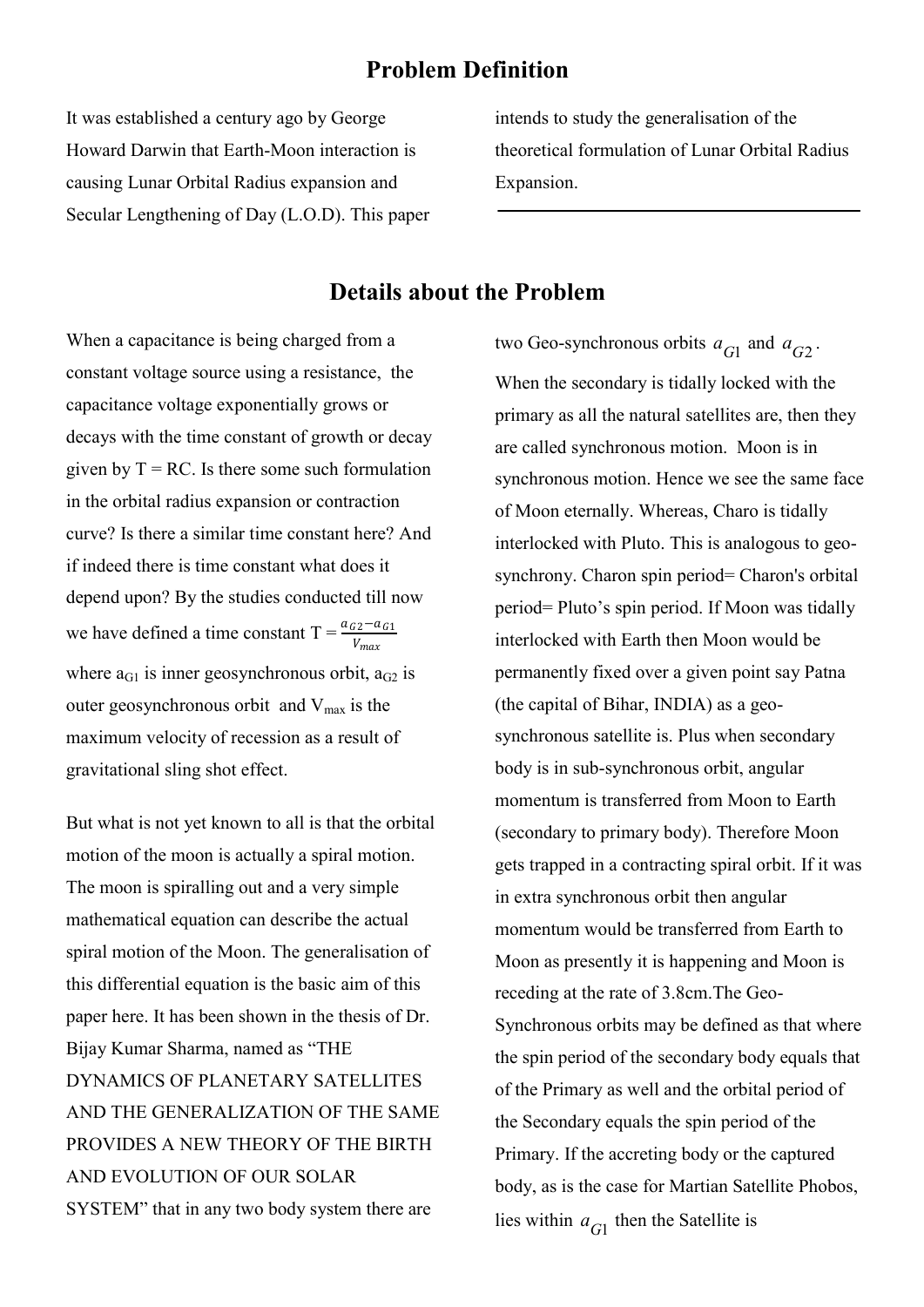## Problem Definition

It was established a century ago by George Howard Darwin that Earth-Moon interaction is causing Lunar Orbital Radius expansion and Secular Lengthening of Day (L.O.D). This paper intends to study the generalisation of the theoretical formulation of Lunar Orbital Radius Expansion.

## Details about the Problem

When a capacitance is being charged from a constant voltage source using a resistance, the capacitance voltage exponentially grows or decays with the time constant of growth or decay given by T = RC. Is there some such formulation in the orbital radius expansion or contraction curve? Is there a similar time constant here? And if indeed there is time constant what does it depend upon? By the studies conducted till now we have defined a time constant $T = \frac{a_{G2} - a_{G1}}{V_{max}}$ where $a_{G1}$ is inner geosynchronous orbit, $a_{G2}$ is outer geosynchronous orbit and $V_{max}$ is the maximum velocity of recession as a result of gravitational sling shot effect.

But what is not yet known to all is that the orbital motion of the moon is actually a spiral motion. The moon is spiralling out and a very simple mathematical equation can describe the actual spiral motion of the Moon. The generalisation of this differential equation is the basic aim of this paper here. It has been shown in the thesis of Dr. Bijay Kumar Sharma, named as "THE DYNAMICS OF PLANETARY SATELLITES AND THE GENERALIZATION OF THE SAME PROVIDES A NEW THEORY OF THE BIRTH AND EVOLUTION OF OUR SOLAR SYSTEM" that in any two body system there are two Geo-synchronous orbits $a_{G1}$ and $a_{G2}$.

When the secondary is tidally locked with the primary as all the natural satellites are, then they are called synchronous motion. Moon is in synchronous motion. Hence we see the same face of Moon eternally. Whereas, Charo is tidally interlocked with Pluto. This is analogous to geo-synchrony. Charon spin period= Charon's orbital period= Pluto's spin period. If Moon was tidally interlocked with Earth then Moon would be permanently fixed over a given point say Patna (the capital of Bihar, INDIA) as a geo-synchronous satellite is. Plus when secondary body is in sub-synchronous orbit, angular momentum is transferred from Moon to Earth (secondary to primary body). Therefore Moon gets trapped in a contracting spiral orbit. If it was in extra synchronous orbit then angular momentum would be transferred from Earth to Moon as presently it is happening and Moon is receding at the rate of 3.8cm.The Geo-Synchronous orbits may be defined as that where the spin period of the secondary body equals that of the Primary as well and the orbital period of the Secondary equals the spin period of the Primary. If the accreting body or the captured body, as is the case for Martian Satellite Phobos, lies within $a_{G1}$ then the Satellite is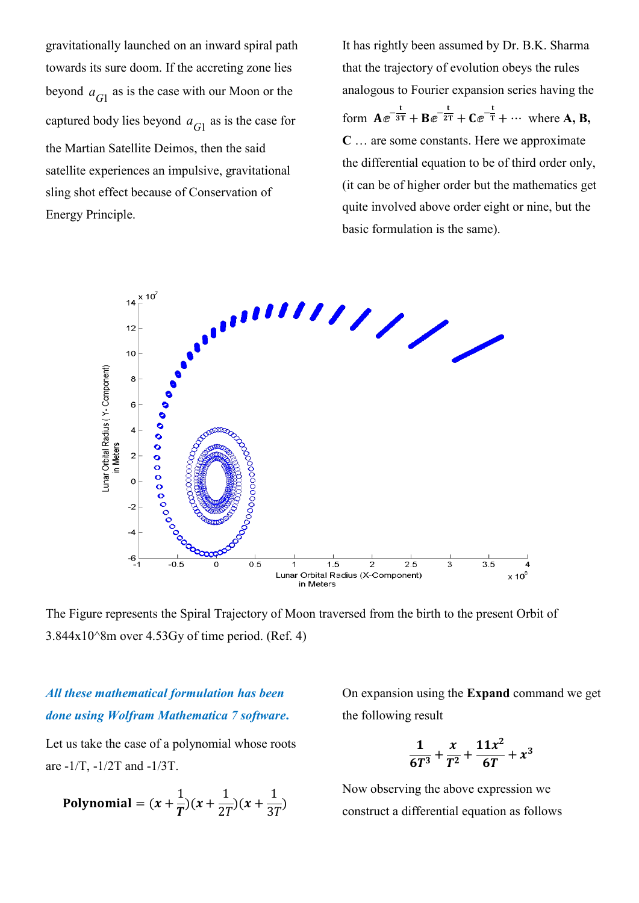gravitationally launched on an inward spiral path towards its sure doom. If the accreting zone lies beyond $a_{G1}$ as is the case with our Moon or the captured body lies beyond $a_{G1}$ as is the case for the Martian Satellite Deimos, then the said satellite experiences an impulsive, gravitational sling shot effect because of Conservation of Energy Principle.

It has rightly been assumed by Dr. B.K. Sharma that the trajectory of evolution obeys the rules analogous to Fourier expansion series having the form $\mathbf{A}e^{-\frac{t}{3T}} + \mathbf{B}e^{-\frac{t}{2T}} + \mathbf{C}e^{-\frac{t}{T}} + \cdots$ where **A, B, C** … are some constants. Here we approximate the differential equation to be of third order only, (it can be of higher order but the mathematics get quite involved above order eight or nine, but the basic formulation is the same).

The Figure represents the Spiral Trajectory of Moon traversed from the birth to the present Orbit of 3.844x10^8m over 4.53Gy of time period. (Ref. 4)

***All these mathematical formulation has been done using Wolfram Mathematica 7 software.***

Let us take the case of a polynomial whose roots are -1/T, -1/2T and -1/3T.

$$\textbf{Polynomial} = (x + \frac{1}{T})(x + \frac{1}{2T})(x + \frac{1}{3T})$$

On expansion using the **Expand** command we get the following result

$$\frac{1}{6T^3} + \frac{x}{T^2} + \frac{11x^2}{6T} + x^3$$

Now observing the above expression we construct a differential equation as follows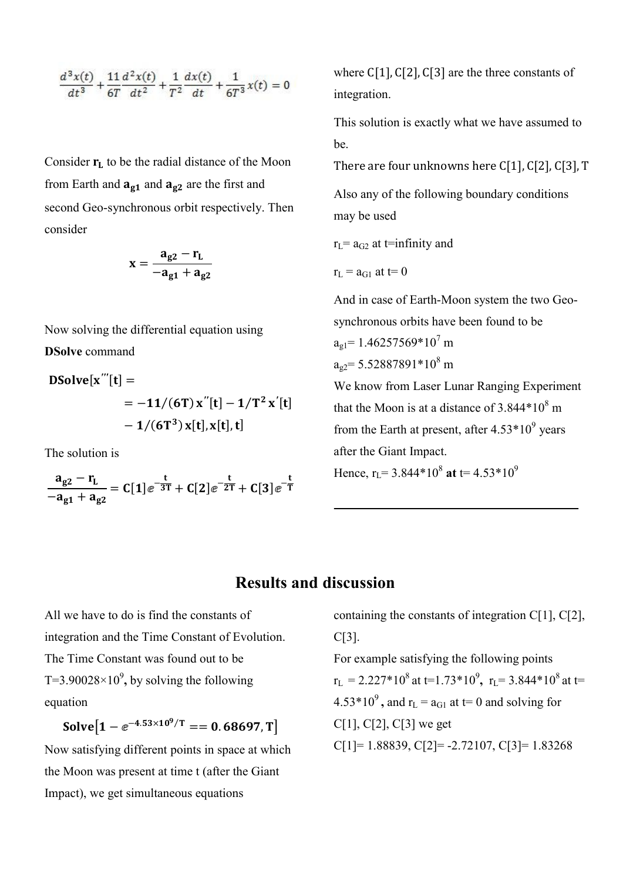$$\frac{d^3x(t)}{dt^3} + \frac{11}{6T}\frac{d^2x(t)}{dt^2} + \frac{1}{T^2}\frac{dx(t)}{dt} + \frac{1}{6T^3}x(t) = 0$$

Consider $\mathbf{r_L}$ to be the radial distance of the Moon from Earth and $\mathbf{a_{g1}}$ and $\mathbf{a_{g2}}$ are the first and second Geo-synchronous orbit respectively. Then consider

$$\mathbf{x} = \frac{\mathbf{a_{g2} - r_L}}{\mathbf{-a_{g1} + a_{g2}}}$$

Now solving the differential equation using **DSolve** command

$$\mathbf{DSolve[x'''[t] = = -11/(6T)\,x''[t] - 1/T^2\,x'[t] - 1/(6T^3)\,x[t], x[t], t]}$$

The solution is

$$\frac{\mathbf{a_{g2} - r_L}}{\mathbf{-a_{g1} + a_{g2}}} = \mathbf{C[1]}e^{-\frac{t}{3T}} + \mathbf{C[2]}e^{-\frac{t}{2T}} + \mathbf{C[3]}e^{-\frac{t}{T}}$$

where C[1], C[2], C[3] are the three constants of integration.

This solution is exactly what we have assumed to be.

There are four unknowns here C[1], C[2], C[3], T

Also any of the following boundary conditions may be used

$r_L = a_{G2}$ at t=infinity and

$r_L = a_{G1}$ at t= 0

And in case of Earth-Moon system the two Geo-synchronous orbits have been found to be

$a_{g1}$= 1.46257569*$10^7$ m

$a_{g2}$= 5.52887891*$10^8$ m

We know from Laser Lunar Ranging Experiment that the Moon is at a distance of 3.844*$10^8$ m from the Earth at present, after 4.53*$10^9$ years after the Giant Impact.

Hence, $r_L$= 3.844*$10^8$ **at** t= 4.53*$10^9$

## Results and discussion

All we have to do is find the constants of integration and the Time Constant of Evolution. The Time Constant was found out to be T=3.90028×$10^9$**,** by solving the following equation

$$\mathbf{Solve[1 - e^{-4.53\times10^9/T} == 0.68697, T]}$$

Now satisfying different points in space at which the Moon was present at time t (after the Giant Impact), we get simultaneous equations containing the constants of integration C[1], C[2], C[3].

For example satisfying the following points $r_L$ = 2.227*$10^8$ at t=1.73*$10^9$**,** $r_L$= 3.844*$10^8$ at t= 4.53*$10^9$ **,** and $r_L = a_{G1}$ at t= 0 and solving for C[1], C[2], C[3] we get

C[1]= 1.88839, C[2]= -2.72107, C[3]= 1.83268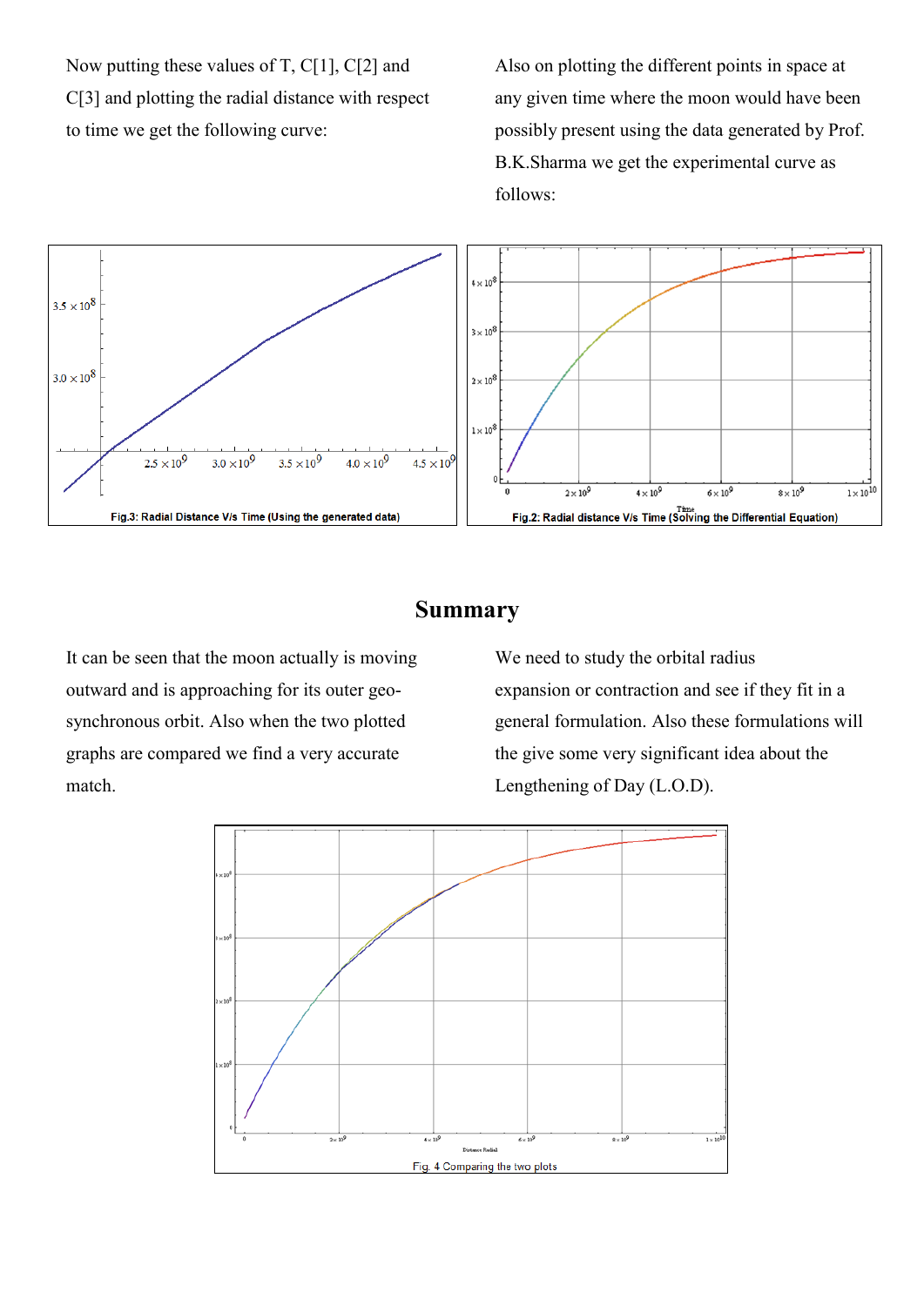Now putting these values of T, C[1], C[2] and C[3] and plotting the radial distance with respect to time we get the following curve:

Also on plotting the different points in space at any given time where the moon would have been possibly present using the data generated by Prof. B.K.Sharma we get the experimental curve as follows:

Fig.3: Radial Distance V/s Time (Using the generated data)

Fig.2: Radial distance V/s Time (Solving the Differential Equation)

## Summary

It can be seen that the moon actually is moving outward and is approaching for its outer geo-synchronous orbit. Also when the two plotted graphs are compared we find a very accurate match.

We need to study the orbital radius expansion or contraction and see if they fit in a general formulation. Also these formulations will the give some very significant idea about the Lengthening of Day (L.O.D).

Fig. 4 Comparing the two plots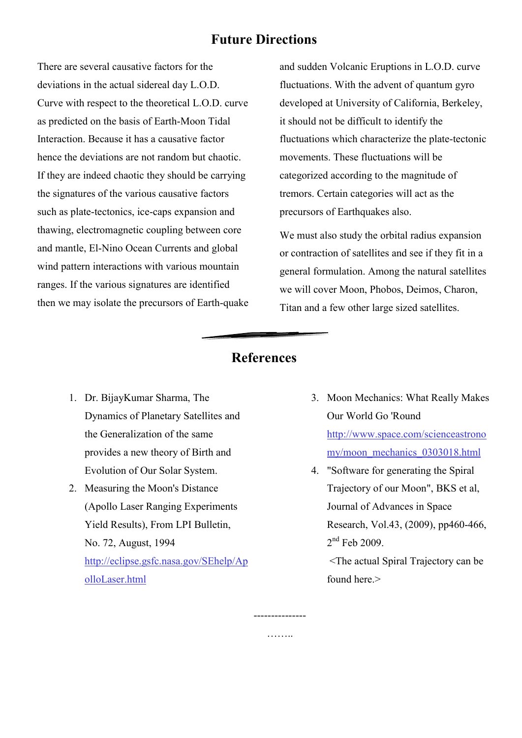## Future Directions

There are several causative factors for the deviations in the actual sidereal day L.O.D. Curve with respect to the theoretical L.O.D. curve as predicted on the basis of Earth-Moon Tidal Interaction. Because it has a causative factor hence the deviations are not random but chaotic. If they are indeed chaotic they should be carrying the signatures of the various causative factors such as plate-tectonics, ice-caps expansion and thawing, electromagnetic coupling between core and mantle, El-Nino Ocean Currents and global wind pattern interactions with various mountain ranges. If the various signatures are identified then we may isolate the precursors of Earth-quake and sudden Volcanic Eruptions in L.O.D. curve fluctuations. With the advent of quantum gyro developed at University of California, Berkeley, it should not be difficult to identify the fluctuations which characterize the plate-tectonic movements. These fluctuations will be categorized according to the magnitude of tremors. Certain categories will act as the precursors of Earthquakes also.

We must also study the orbital radius expansion or contraction of satellites and see if they fit in a general formulation. Among the natural satellites we will cover Moon, Phobos, Deimos, Charon, Titan and a few other large sized satellites.

## References

1. Dr. BijayKumar Sharma, The Dynamics of Planetary Satellites and the Generalization of the same provides a new theory of Birth and Evolution of Our Solar System.
2. Measuring the Moon's Distance (Apollo Laser Ranging Experiments Yield Results), From LPI Bulletin, No. 72, August, 1994 http://eclipse.gsfc.nasa.gov/SEhelp/ApolloLaser.html
3. Moon Mechanics: What Really Makes Our World Go 'Round http://www.space.com/scienceastronomy/moon_mechanics_0303018.html
4. "Software for generating the Spiral Trajectory of our Moon", BKS et al, Journal of Advances in Space Research, Vol.43, (2009), pp460-466, 2nd Feb 2009.
 <The actual Spiral Trajectory can be found here.>

---------------

……..